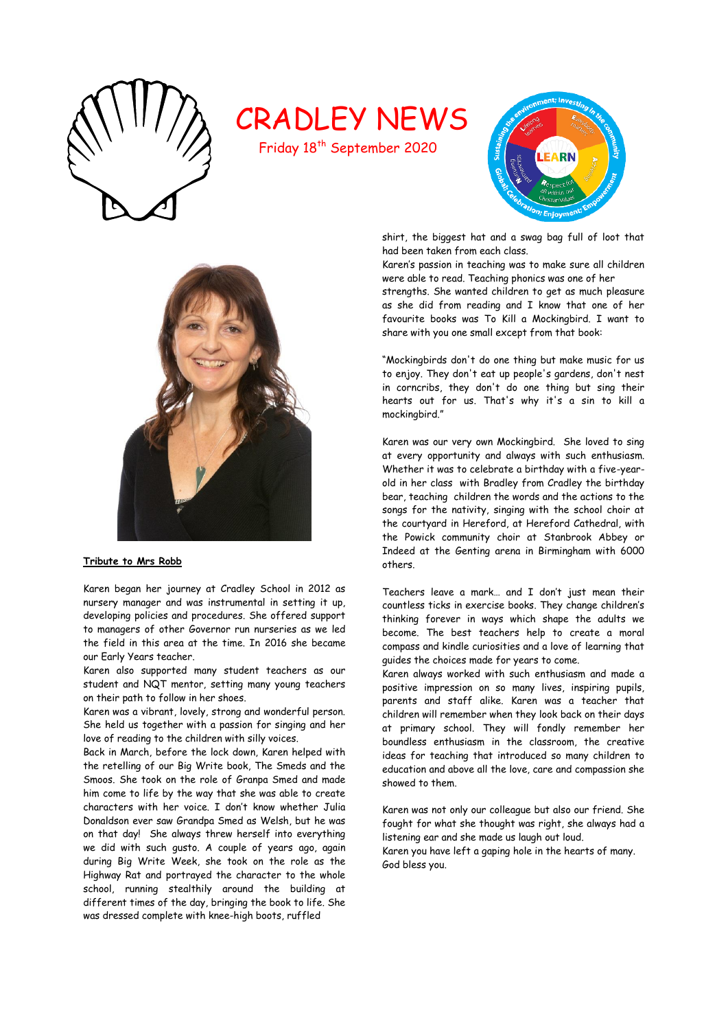# CRADLEY NEWS

Friday 18th September 2020

**Tribute to Mrs Robb**

Karen began her journey at Cradley School in 2012 as nursery manager and was instrumental in setting it up, developing policies and procedures. She offered support to managers of other Governor run nurseries as we led the field in this area at the time. In 2016 she became our Early Years teacher.

Karen also supported many student teachers as our student and NQT mentor, setting many young teachers on their path to follow in her shoes.

Karen was a vibrant, lovely, strong and wonderful person. She held us together with a passion for singing and her love of reading to the children with silly voices.

Back in March, before the lock down, Karen helped with the retelling of our Big Write book, The Smeds and the Smoos. She took on the role of Granpa Smed and made him come to life by the way that she was able to create characters with her voice. I don't know whether Julia Donaldson ever saw Grandpa Smed as Welsh, but he was on that day! She always threw herself into everything we did with such gusto. A couple of years ago, again during Big Write Week, she took on the role as the Highway Rat and portrayed the character to the whole school, running stealthily around the building at different times of the day, bringing the book to life. She was dressed complete with knee-high boots, ruffled shirt, the biggest hat and a swag bag full of loot that had been taken from each class.

Karen's passion in teaching was to make sure all children were able to read. Teaching phonics was one of her strengths. She wanted children to get as much pleasure as she did from reading and I know that one of her favourite books was To Kill a Mockingbird. I want to share with you one small except from that book:

"Mockingbirds don't do one thing but make music for us to enjoy. They don't eat up people's gardens, don't nest in corncribs, they don't do one thing but sing their hearts out for us. That's why it's a sin to kill a mockingbird."

Karen was our very own Mockingbird. She loved to sing at every opportunity and always with such enthusiasm. Whether it was to celebrate a birthday with a five-year-old in her class with Bradley from Cradley the birthday bear, teaching children the words and the actions to the songs for the nativity, singing with the school choir at the courtyard in Hereford, at Hereford Cathedral, with the Powick community choir at Stanbrook Abbey or Indeed at the Genting arena in Birmingham with 6000 others.

Teachers leave a mark… and I don't just mean their countless ticks in exercise books. They change children's thinking forever in ways which shape the adults we become. The best teachers help to create a moral compass and kindle curiosities and a love of learning that guides the choices made for years to come.

Karen always worked with such enthusiasm and made a positive impression on so many lives, inspiring pupils, parents and staff alike. Karen was a teacher that children will remember when they look back on their days at primary school. They will fondly remember her boundless enthusiasm in the classroom, the creative ideas for teaching that introduced so many children to education and above all the love, care and compassion she showed to them.

Karen was not only our colleague but also our friend. She fought for what she thought was right, she always had a listening ear and she made us laugh out loud.

Karen you have left a gaping hole in the hearts of many.

God bless you.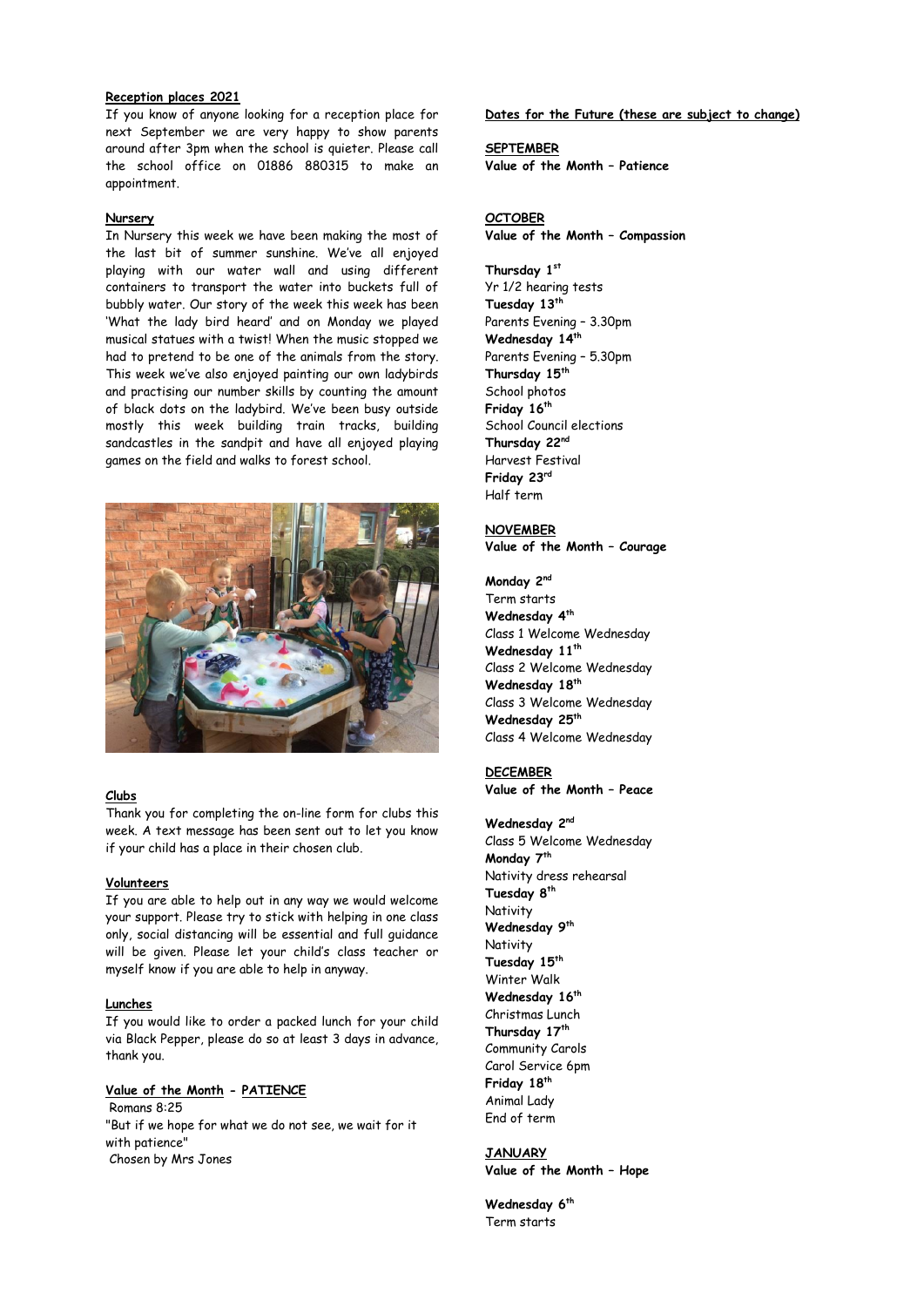**Reception places 2021**

If you know of anyone looking for a reception place for next September we are very happy to show parents around after 3pm when the school is quieter. Please call the school office on 01886 880315 to make an appointment.

**Nursery**

In Nursery this week we have been making the most of the last bit of summer sunshine. We've all enjoyed playing with our water wall and using different containers to transport the water into buckets full of bubbly water. Our story of the week this week has been 'What the lady bird heard' and on Monday we played musical statues with a twist! When the music stopped we had to pretend to be one of the animals from the story. This week we've also enjoyed painting our own ladybirds and practising our number skills by counting the amount of black dots on the ladybird. We've been busy outside mostly this week building train tracks, building sandcastles in the sandpit and have all enjoyed playing games on the field and walks to forest school.

**Clubs**

Thank you for completing the on-line form for clubs this week. A text message has been sent out to let you know if your child has a place in their chosen club.

**Volunteers**

If you are able to help out in any way we would welcome your support. Please try to stick with helping in one class only, social distancing will be essential and full guidance will be given. Please let your child's class teacher or myself know if you are able to help in anyway.

**Lunches**

If you would like to order a packed lunch for your child via Black Pepper, please do so at least 3 days in advance, thank you.

**Value of the Month - PATIENCE**

Romans 8:25
"But if we hope for what we do not see, we wait for it with patience"
Chosen by Mrs Jones

**Dates for the Future (these are subject to change)**

**SEPTEMBER**
**Value of the Month – Patience**

**OCTOBER**
**Value of the Month – Compassion**

**Thursday 1st**
Yr 1/2 hearing tests
**Tuesday 13th**
Parents Evening – 3.30pm
**Wednesday 14th**
Parents Evening – 5.30pm
**Thursday 15th**
School photos
**Friday 16th**
School Council elections
**Thursday 22nd**
Harvest Festival
**Friday 23rd**
Half term

**NOVEMBER**
**Value of the Month – Courage**

**Monday 2nd**
Term starts
**Wednesday 4th**
Class 1 Welcome Wednesday
**Wednesday 11th**
Class 2 Welcome Wednesday
**Wednesday 18th**
Class 3 Welcome Wednesday
**Wednesday 25th**
Class 4 Welcome Wednesday

**DECEMBER**
**Value of the Month – Peace**

**Wednesday 2nd**
Class 5 Welcome Wednesday
**Monday 7th**
Nativity dress rehearsal
**Tuesday 8th**
Nativity
**Wednesday 9th**
Nativity
**Tuesday 15th**
Winter Walk
**Wednesday 16th**
Christmas Lunch
**Thursday 17th**
Community Carols
Carol Service 6pm
**Friday 18th**
Animal Lady
End of term

**JANUARY**
**Value of the Month – Hope**

**Wednesday 6th**
Term starts